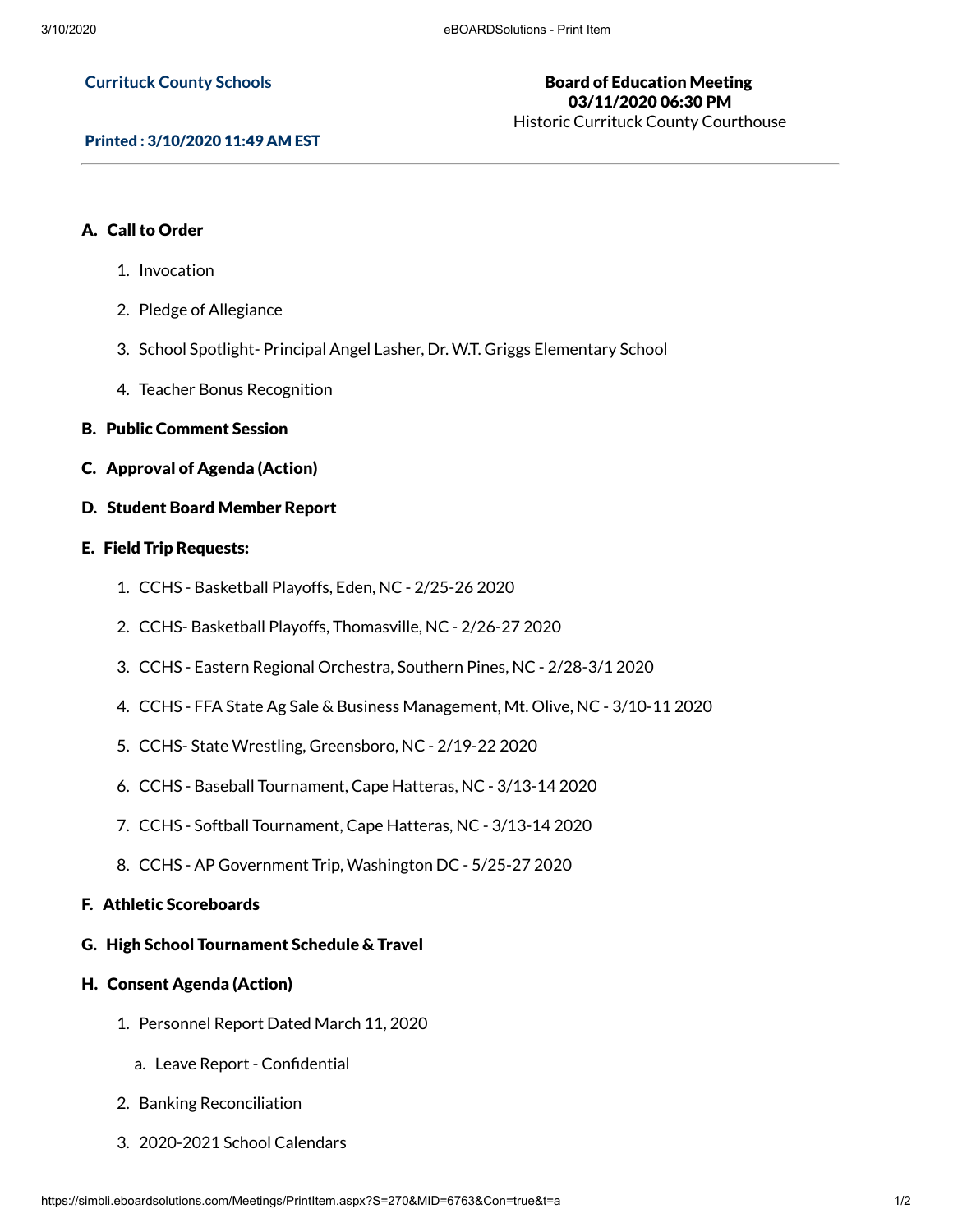**Currituck County Schools**

**Board of Education Meeting**
**03/11/2020 06:30 PM**
Historic Currituck County Courthouse

**Printed : 3/10/2020 11:49 AM EST**

---

**A. Call to Order**

1. Invocation
2. Pledge of Allegiance
3. School Spotlight- Principal Angel Lasher, Dr. W.T. Griggs Elementary School
4. Teacher Bonus Recognition

**B. Public Comment Session**

**C. Approval of Agenda (Action)**

**D. Student Board Member Report**

**E. Field Trip Requests:**

1. CCHS - Basketball Playoffs, Eden, NC - 2/25-26 2020
2. CCHS- Basketball Playoffs, Thomasville, NC - 2/26-27 2020
3. CCHS - Eastern Regional Orchestra, Southern Pines, NC - 2/28-3/1 2020
4. CCHS - FFA State Ag Sale & Business Management, Mt. Olive, NC - 3/10-11 2020
5. CCHS- State Wrestling, Greensboro, NC - 2/19-22 2020
6. CCHS - Baseball Tournament, Cape Hatteras, NC - 3/13-14 2020
7. CCHS - Softball Tournament, Cape Hatteras, NC - 3/13-14 2020
8. CCHS - AP Government Trip, Washington DC - 5/25-27 2020

**F. Athletic Scoreboards**

**G. High School Tournament Schedule & Travel**

**H. Consent Agenda (Action)**

1. Personnel Report Dated March 11, 2020
   a. Leave Report - Confidential
2. Banking Reconciliation
3. 2020-2021 School Calendars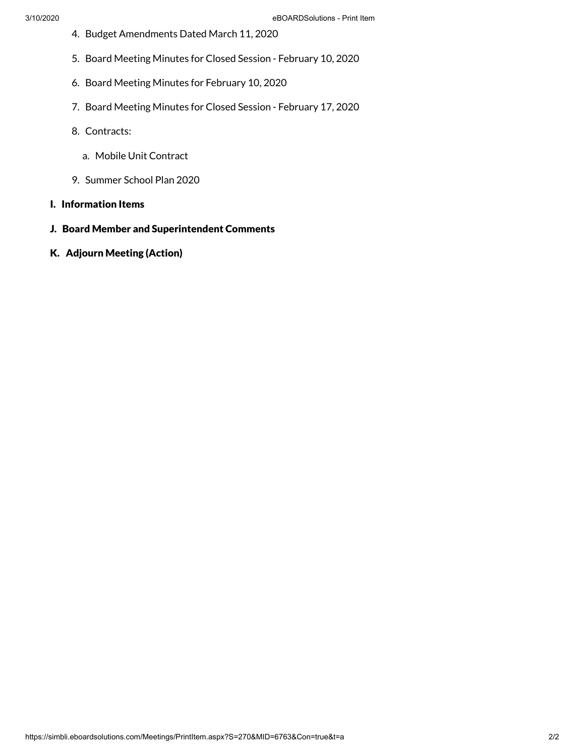4. Budget Amendments Dated March 11, 2020
5. Board Meeting Minutes for Closed Session - February 10, 2020
6. Board Meeting Minutes for February 10, 2020
7. Board Meeting Minutes for Closed Session - February 17, 2020
8. Contracts:
   a. Mobile Unit Contract
9. Summer School Plan 2020

**I. Information Items**

**J. Board Member and Superintendent Comments**

**K. Adjourn Meeting (Action)**